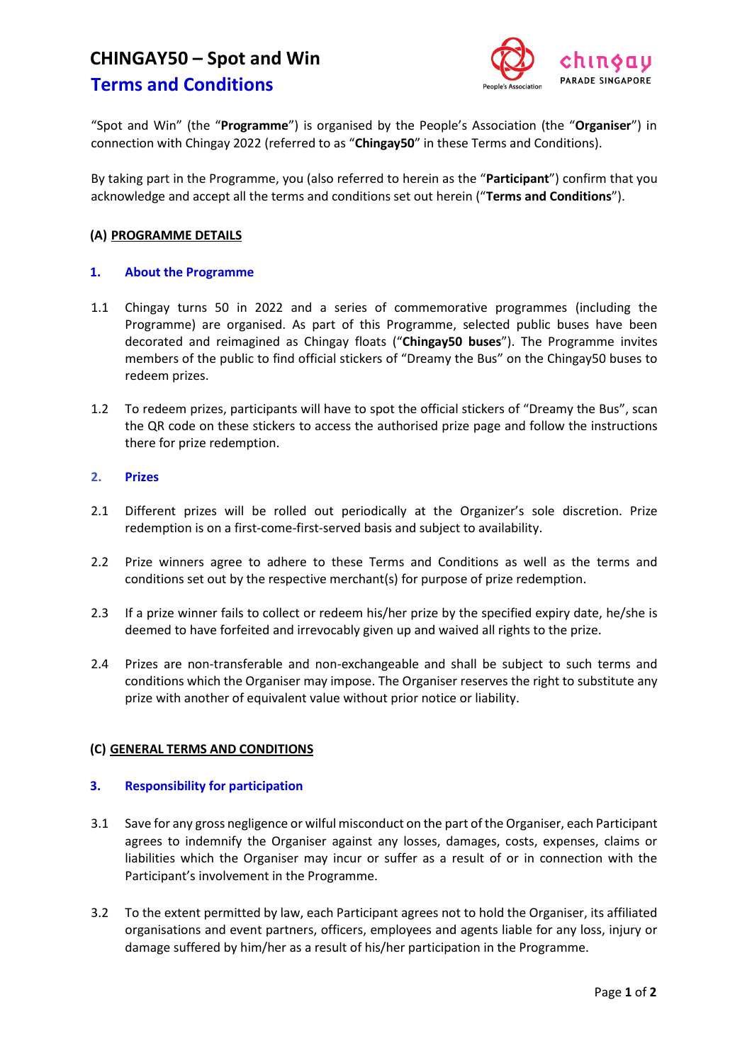# CHINGAY50 – Spot and Win

## Terms and Conditions

"Spot and Win" (the "**Programme**") is organised by the People's Association (the "**Organiser**") in connection with Chingay 2022 (referred to as "**Chingay50**" in these Terms and Conditions).

By taking part in the Programme, you (also referred to herein as the "**Participant**") confirm that you acknowledge and accept all the terms and conditions set out herein ("**Terms and Conditions**").

### (A) PROGRAMME DETAILS

#### 1. About the Programme

1.1 Chingay turns 50 in 2022 and a series of commemorative programmes (including the Programme) are organised. As part of this Programme, selected public buses have been decorated and reimagined as Chingay floats ("**Chingay50 buses**"). The Programme invites members of the public to find official stickers of "Dreamy the Bus" on the Chingay50 buses to redeem prizes.

1.2 To redeem prizes, participants will have to spot the official stickers of "Dreamy the Bus", scan the QR code on these stickers to access the authorised prize page and follow the instructions there for prize redemption.

#### 2. Prizes

2.1 Different prizes will be rolled out periodically at the Organizer's sole discretion. Prize redemption is on a first-come-first-served basis and subject to availability.

2.2 Prize winners agree to adhere to these Terms and Conditions as well as the terms and conditions set out by the respective merchant(s) for purpose of prize redemption.

2.3 If a prize winner fails to collect or redeem his/her prize by the specified expiry date, he/she is deemed to have forfeited and irrevocably given up and waived all rights to the prize.

2.4 Prizes are non-transferable and non-exchangeable and shall be subject to such terms and conditions which the Organiser may impose. The Organiser reserves the right to substitute any prize with another of equivalent value without prior notice or liability.

### (C) GENERAL TERMS AND CONDITIONS

#### 3. Responsibility for participation

3.1 Save for any gross negligence or wilful misconduct on the part of the Organiser, each Participant agrees to indemnify the Organiser against any losses, damages, costs, expenses, claims or liabilities which the Organiser may incur or suffer as a result of or in connection with the Participant's involvement in the Programme.

3.2 To the extent permitted by law, each Participant agrees not to hold the Organiser, its affiliated organisations and event partners, officers, employees and agents liable for any loss, injury or damage suffered by him/her as a result of his/her participation in the Programme.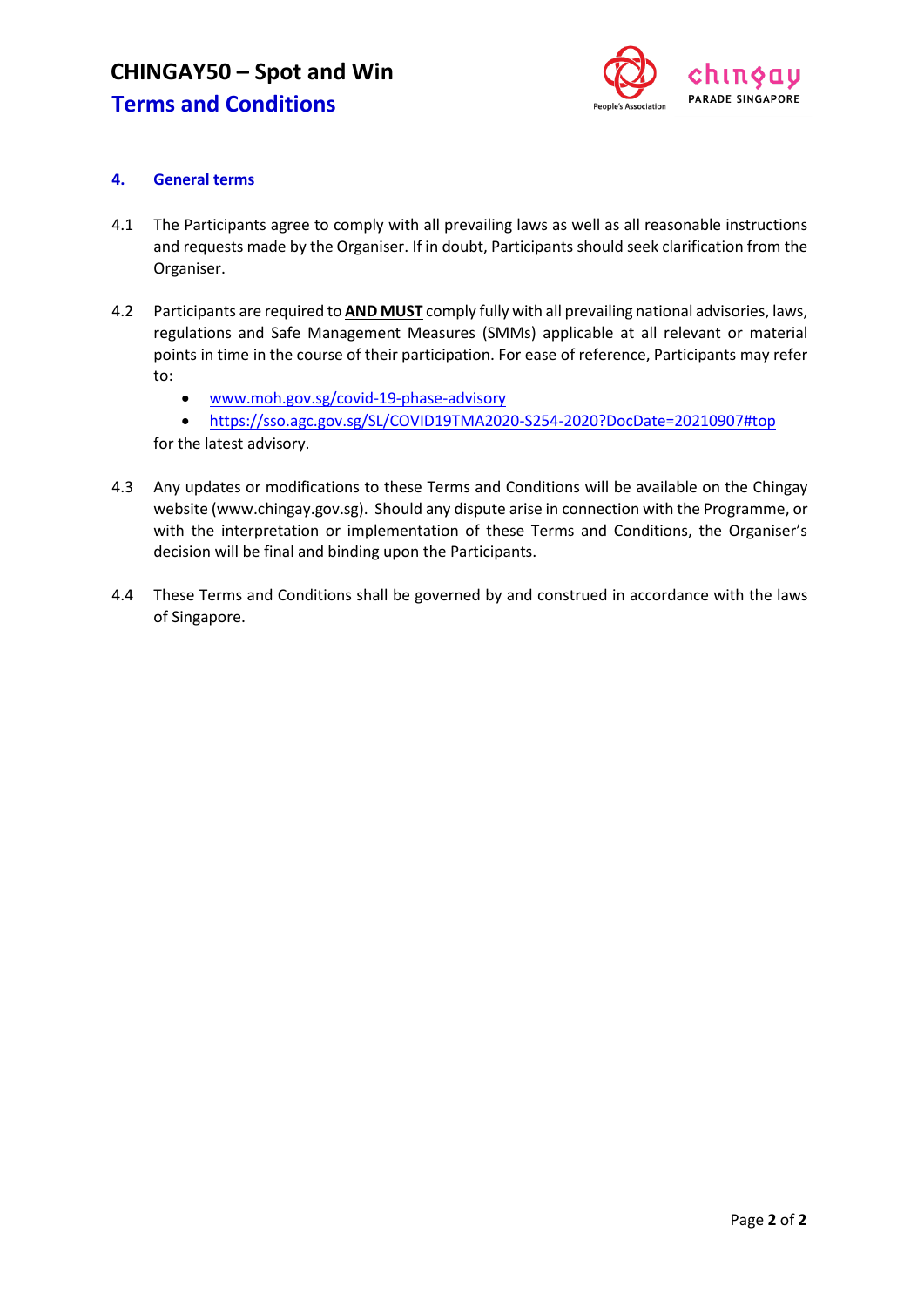## 4. General terms

4.1 The Participants agree to comply with all prevailing laws as well as all reasonable instructions and requests made by the Organiser. If in doubt, Participants should seek clarification from the Organiser.

4.2 Participants are required to **AND MUST** comply fully with all prevailing national advisories, laws, regulations and Safe Management Measures (SMMs) applicable at all relevant or material points in time in the course of their participation. For ease of reference, Participants may refer to:

- www.moh.gov.sg/covid-19-phase-advisory
- https://sso.agc.gov.sg/SL/COVID19TMA2020-S254-2020?DocDate=20210907#top

for the latest advisory.

4.3 Any updates or modifications to these Terms and Conditions will be available on the Chingay website (www.chingay.gov.sg). Should any dispute arise in connection with the Programme, or with the interpretation or implementation of these Terms and Conditions, the Organiser's decision will be final and binding upon the Participants.

4.4 These Terms and Conditions shall be governed by and construed in accordance with the laws of Singapore.